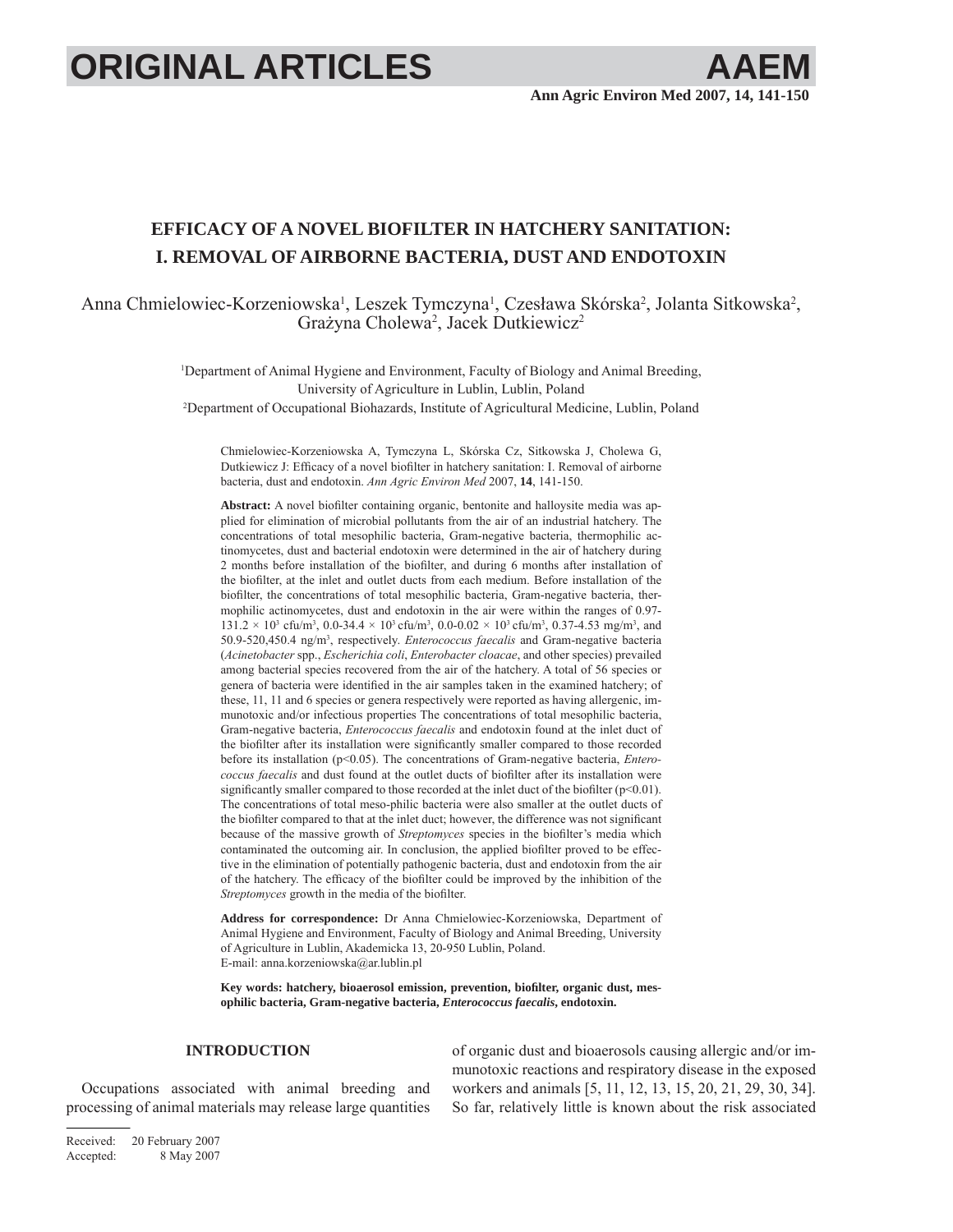# EFFICACY OF A NOVEL BIOFILTER IN HATCHERY SANITATION: I. REMOVAL OF AIRBORNE BACTERIA, DUST AND ENDOTOXIN

Anna Chmielowiec-Korzeniowska[1], Leszek Tymczyna[1], Czesława Skórska[2], Jolanta Sitkowska[2], Grażyna Cholewa[2], Jacek Dutkiewicz[2]

[1]Department of Animal Hygiene and Environment, Faculty of Biology and Animal Breeding, University of Agriculture in Lublin, Lublin, Poland

[2]Department of Occupational Biohazards, Institute of Agricultural Medicine, Lublin, Poland

Chmielowiec-Korzeniowska A, Tymczyna L, Skórska Cz, Sitkowska J, Cholewa G, Dutkiewicz J: Efficacy of a novel biofilter in hatchery sanitation: I. Removal of airborne bacteria, dust and endotoxin. *Ann Agric Environ Med* 2007, **14**, 141-150.

**Abstract:** A novel biofilter containing organic, bentonite and halloysite media was applied for elimination of microbial pollutants from the air of an industrial hatchery. The concentrations of total mesophilic bacteria, Gram-negative bacteria, thermophilic actinomycetes, dust and bacterial endotoxin were determined in the air of hatchery during 2 months before installation of the biofilter, and during 6 months after installation of the biofilter, at the inlet and outlet ducts from each medium. Before installation of the biofilter, the concentrations of total mesophilic bacteria, Gram-negative bacteria, thermophilic actinomycetes, dust and endotoxin in the air were within the ranges of 0.97-131.2 × $10^3$ cfu/m$^3$, 0.0-34.4 × $10^3$ cfu/m$^3$, 0.0-0.02 × $10^3$ cfu/m$^3$, 0.37-4.53 mg/m$^3$, and 50.9-520,450.4 ng/m$^3$, respectively. *Enterococcus faecalis* and Gram-negative bacteria (*Acinetobacter* spp., *Escherichia coli*, *Enterobacter cloacae*, and other species) prevailed among bacterial species recovered from the air of the hatchery. A total of 56 species or genera of bacteria were identified in the air samples taken in the examined hatchery; of these, 11, 11 and 6 species or genera respectively were reported as having allergenic, immunotoxic and/or infectious properties The concentrations of total mesophilic bacteria, Gram-negative bacteria, *Enterococcus faecalis* and endotoxin found at the inlet duct of the biofilter after its installation were significantly smaller compared to those recorded before its installation ($p<0.05$). The concentrations of Gram-negative bacteria, *Enterococcus faecalis* and dust found at the outlet ducts of biofilter after its installation were significantly smaller compared to those recorded at the inlet duct of the biofilter ($p<0.01$). The concentrations of total meso-philic bacteria were also smaller at the outlet ducts of the biofilter compared to that at the inlet duct; however, the difference was not significant because of the massive growth of *Streptomyces* species in the biofilter's media which contaminated the outcoming air. In conclusion, the applied biofilter proved to be effective in the elimination of potentially pathogenic bacteria, dust and endotoxin from the air of the hatchery. The efficacy of the biofilter could be improved by the inhibition of the *Streptomyces* growth in the media of the biofilter.

**Address for correspondence:** Dr Anna Chmielowiec-Korzeniowska, Department of Animal Hygiene and Environment, Faculty of Biology and Animal Breeding, University of Agriculture in Lublin, Akademicka 13, 20-950 Lublin, Poland.
E-mail: anna.korzeniowska@ar.lublin.pl

**Key words: hatchery, bioaerosol emission, prevention, biofilter, organic dust, mesophilic bacteria, Gram-negative bacteria, *Enterococcus faecalis*, endotoxin.**

## INTRODUCTION

Occupations associated with animal breeding and processing of animal materials may release large quantities of organic dust and bioaerosols causing allergic and/or immunotoxic reactions and respiratory disease in the exposed workers and animals [5, 11, 12, 13, 15, 20, 21, 29, 30, 34]. So far, relatively little is known about the risk associated

Received: 20 February 2007
Accepted: 8 May 2007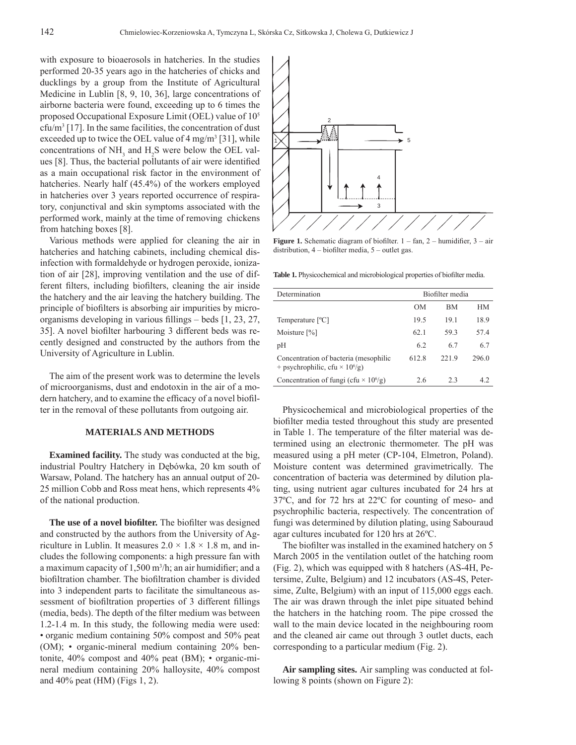with exposure to bioaerosols in hatcheries. In the studies performed 20-35 years ago in the hatcheries of chicks and ducklings by a group from the Institute of Agricultural Medicine in Lublin [8, 9, 10, 36], large concentrations of airborne bacteria were found, exceeding up to 6 times the proposed Occupational Exposure Limit (OEL) value of $10^5$ cfu/m$^3$ [17]. In the same facilities, the concentration of dust exceeded up to twice the OEL value of 4 mg/m$^3$ [31], while concentrations of $NH_3$ and $H_2S$ were below the OEL values [8]. Thus, the bacterial pollutants of air were identified as a main occupational risk factor in the environment of hatcheries. Nearly half (45.4%) of the workers employed in hatcheries over 3 years reported occurrence of respiratory, conjunctival and skin symptoms associated with the performed work, mainly at the time of removing chickens from hatching boxes [8].

Various methods were applied for cleaning the air in hatcheries and hatching cabinets, including chemical disinfection with formaldehyde or hydrogen peroxide, ionization of air [28], improving ventilation and the use of different filters, including biofilters, cleaning the air inside the hatchery and the air leaving the hatchery building. The principle of biofilters is absorbing air impurities by microorganisms developing in various fillings – beds [1, 23, 27, 35]. A novel biofilter harbouring 3 different beds was recently designed and constructed by the authors from the University of Agriculture in Lublin.

The aim of the present work was to determine the levels of microorganisms, dust and endotoxin in the air of a modern hatchery, and to examine the efficacy of a novel biofilter in the removal of these pollutants from outgoing air.

## MATERIALS AND METHODS

**Examined facility.** The study was conducted at the big, industrial Poultry Hatchery in Dębówka, 20 km south of Warsaw, Poland. The hatchery has an annual output of 20-25 million Cobb and Ross meat hens, which represents 4% of the national production.

**The use of a novel biofilter.** The biofilter was designed and constructed by the authors from the University of Agriculture in Lublin. It measures 2.0 × 1.8 × 1.8 m, and includes the following components: a high pressure fan with a maximum capacity of 1,500 m$^3$/h; an air humidifier; and a biofiltration chamber. The biofiltration chamber is divided into 3 independent parts to facilitate the simultaneous assessment of biofiltration properties of 3 different fillings (media, beds). The depth of the filter medium was between 1.2-1.4 m. In this study, the following media were used:
- organic medium containing 50% compost and 50% peat (OM);
- organic-mineral medium containing 20% bentonite, 40% compost and 40% peat (BM);
- organic-mineral medium containing 20% halloysite, 40% compost and 40% peat (HM) (Figs 1, 2).

**Figure 1.** Schematic diagram of biofilter. 1 – fan, 2 – humidifier, 3 – air distribution, 4 – biofilter media, 5 – outlet gas.

**Table 1.** Physicochemical and microbiological properties of biofilter media.

| Determination | Biofilter media | | |
|---|---|---|---|
| | OM | BM | HM |
| Temperature [ºC] | 19.5 | 19.1 | 18.9 |
| Moisture [%] | 62.1 | 59.3 | 57.4 |
| pH | 6.2 | 6.7 | 6.7 |
| Concentration of bacteria (mesophilic + psychrophilic, cfu × $10^6$/g) | 612.8 | 221.9 | 296.0 |
| Concentration of fungi (cfu × $10^6$/g) | 2.6 | 2.3 | 4.2 |

Physicochemical and microbiological properties of the biofilter media tested throughout this study are presented in Table 1. The temperature of the filter material was determined using an electronic thermometer. The pH was measured using a pH meter (CP-104, Elmetron, Poland). Moisture content was determined gravimetrically. The concentration of bacteria was determined by dilution plating, using nutrient agar cultures incubated for 24 hrs at 37ºC, and for 72 hrs at 22ºC for counting of meso- and psychrophilic bacteria, respectively. The concentration of fungi was determined by dilution plating, using Sabouraud agar cultures incubated for 120 hrs at 26ºC.

The biofilter was installed in the examined hatchery on 5 March 2005 in the ventilation outlet of the hatching room (Fig. 2), which was equipped with 8 hatchers (AS-4H, Petersime, Zulte, Belgium) and 12 incubators (AS-4S, Petersime, Zulte, Belgium) with an input of 115,000 eggs each. The air was drawn through the inlet pipe situated behind the hatchers in the hatching room. The pipe crossed the wall to the main device located in the neighbouring room and the cleaned air came out through 3 outlet ducts, each corresponding to a particular medium (Fig. 2).

**Air sampling sites.** Air sampling was conducted at following 8 points (shown on Figure 2):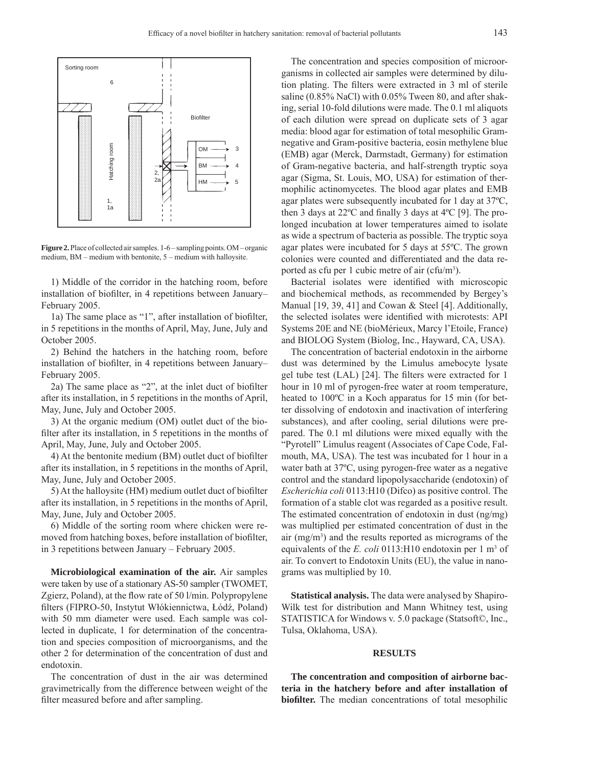Figure 2. Place of collected air samples. 1-6 – sampling points. OM – organic medium, BM – medium with bentonite, 5 – medium with halloysite.

1) Middle of the corridor in the hatching room, before installation of biofilter, in 4 repetitions between January–February 2005.

1a) The same place as "1", after installation of biofilter, in 5 repetitions in the months of April, May, June, July and October 2005.

2) Behind the hatchers in the hatching room, before installation of biofilter, in 4 repetitions between January–February 2005.

2a) The same place as "2", at the inlet duct of biofilter after its installation, in 5 repetitions in the months of April, May, June, July and October 2005.

3) At the organic medium (OM) outlet duct of the biofilter after its installation, in 5 repetitions in the months of April, May, June, July and October 2005.

4) At the bentonite medium (BM) outlet duct of biofilter after its installation, in 5 repetitions in the months of April, May, June, July and October 2005.

5) At the halloysite (HM) medium outlet duct of biofilter after its installation, in 5 repetitions in the months of April, May, June, July and October 2005.

6) Middle of the sorting room where chicken were removed from hatching boxes, before installation of biofilter, in 3 repetitions between January – February 2005.

**Microbiological examination of the air.** Air samples were taken by use of a stationary AS-50 sampler (TWOMET, Zgierz, Poland), at the flow rate of 50 l/min. Polypropylene filters (FIPRO-50, Instytut Włókiennictwa, Łódź, Poland) with 50 mm diameter were used. Each sample was collected in duplicate, 1 for determination of the concentration and species composition of microorganisms, and the other 2 for determination of the concentration of dust and endotoxin.

The concentration of dust in the air was determined gravimetrically from the difference between weight of the filter measured before and after sampling.

The concentration and species composition of microorganisms in collected air samples were determined by dilution plating. The filters were extracted in 3 ml of sterile saline (0.85% NaCl) with 0.05% Tween 80, and after shaking, serial 10-fold dilutions were made. The 0.1 ml aliquots of each dilution were spread on duplicate sets of 3 agar media: blood agar for estimation of total mesophilic Gram-negative and Gram-positive bacteria, eosin methylene blue (EMB) agar (Merck, Darmstadt, Germany) for estimation of Gram-negative bacteria, and half-strength tryptic soya agar (Sigma, St. Louis, MO, USA) for estimation of thermophilic actinomycetes. The blood agar plates and EMB agar plates were subsequently incubated for 1 day at 37ºC, then 3 days at 22ºC and finally 3 days at 4ºC [9]. The prolonged incubation at lower temperatures aimed to isolate as wide a spectrum of bacteria as possible. The tryptic soya agar plates were incubated for 5 days at 55ºC. The grown colonies were counted and differentiated and the data reported as cfu per 1 cubic metre of air (cfu/m$^3$).

Bacterial isolates were identified with microscopic and biochemical methods, as recommended by Bergey's Manual [19, 39, 41] and Cowan & Steel [4]. Additionally, the selected isolates were identified with microtests: API Systems 20E and NE (bioMérieux, Marcy l'Etoile, France) and BIOLOG System (Biolog, Inc., Hayward, CA, USA).

The concentration of bacterial endotoxin in the airborne dust was determined by the Limulus amebocyte lysate gel tube test (LAL) [24]. The filters were extracted for 1 hour in 10 ml of pyrogen-free water at room temperature, heated to 100ºC in a Koch apparatus for 15 min (for better dissolving of endotoxin and inactivation of interfering substances), and after cooling, serial dilutions were prepared. The 0.1 ml dilutions were mixed equally with the "Pyrotell" Limulus reagent (Associates of Cape Code, Falmouth, MA, USA). The test was incubated for 1 hour in a water bath at 37ºC, using pyrogen-free water as a negative control and the standard lipopolysaccharide (endotoxin) of *Escherichia coli* 0113:H10 (Difco) as positive control. The formation of a stable clot was regarded as a positive result. The estimated concentration of endotoxin in dust (ng/mg) was multiplied per estimated concentration of dust in the air (mg/m$^3$) and the results reported as micrograms of the equivalents of the *E. coli* 0113:H10 endotoxin per 1 m$^3$ of air. To convert to Endotoxin Units (EU), the value in nanograms was multiplied by 10.

**Statistical analysis.** The data were analysed by Shapiro-Wilk test for distribution and Mann Whitney test, using STATISTICA for Windows v. 5.0 package (Statsoft©, Inc., Tulsa, Oklahoma, USA).

## RESULTS

**The concentration and composition of airborne bacteria in the hatchery before and after installation of biofilter.** The median concentrations of total mesophilic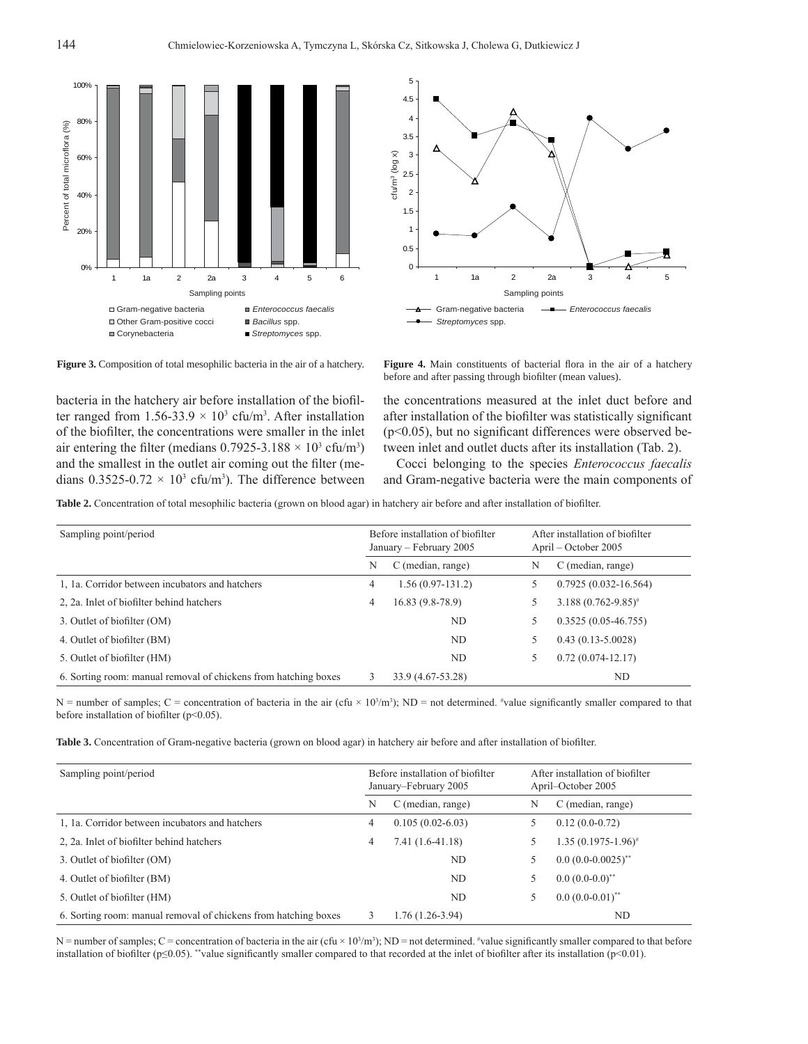**Figure 3.** Composition of total mesophilic bacteria in the air of a hatchery.

**Figure 4.** Main constituents of bacterial flora in the air of a hatchery before and after passing through biofilter (mean values).

bacteria in the hatchery air before installation of the biofilter ranged from 1.56-33.9 × $10^3$ cfu/m$^3$. After installation of the biofilter, the concentrations were smaller in the inlet air entering the filter (medians 0.7925-3.188 × $10^3$ cfu/m$^3$) and the smallest in the outlet air coming out the filter (medians 0.3525-0.72 × $10^3$ cfu/m$^3$). The difference between the concentrations measured at the inlet duct before and after installation of the biofilter was statistically significant ($p<0.05$), but no significant differences were observed between inlet and outlet ducts after its installation (Tab. 2).

Cocci belonging to the species *Enterococcus faecalis* and Gram-negative bacteria were the main components of

**Table 2.** Concentration of total mesophilic bacteria (grown on blood agar) in hatchery air before and after installation of biofilter.

| Sampling point/period | Before installation of biofilter January – February 2005 | | After installation of biofilter April – October 2005 | |
|---|---|---|---|---|
| | N | C (median, range) | N | C (median, range) |
| 1, 1a. Corridor between incubators and hatchers | 4 | 1.56 (0.97-131.2) | 5 | 0.7925 (0.032-16.564) |
| 2, 2a. Inlet of biofilter behind hatchers | 4 | 16.83 (9.8-78.9) | 5 | 3.188 (0.762-9.85)# |
| 3. Outlet of biofilter (OM) | | ND | 5 | 0.3525 (0.05-46.755) |
| 4. Outlet of biofilter (BM) | | ND | 5 | 0.43 (0.13-5.0028) |
| 5. Outlet of biofilter (HM) | | ND | 5 | 0.72 (0.074-12.17) |
| 6. Sorting room: manual removal of chickens from hatching boxes | 3 | 33.9 (4.67-53.28) | | ND |

N = number of samples; C = concentration of bacteria in the air (cfu × $10^3$/m$^3$); ND = not determined. #value significantly smaller compared to that before installation of biofilter ($p<0.05$).

**Table 3.** Concentration of Gram-negative bacteria (grown on blood agar) in hatchery air before and after installation of biofilter.

| Sampling point/period | Before installation of biofilter January–February 2005 | | After installation of biofilter April–October 2005 | |
|---|---|---|---|---|
| | N | C (median, range) | N | C (median, range) |
| 1, 1a. Corridor between incubators and hatchers | 4 | 0.105 (0.02-6.03) | 5 | 0.12 (0.0-0.72) |
| 2, 2a. Inlet of biofilter behind hatchers | 4 | 7.41 (1.6-41.18) | 5 | 1.35 (0.1975-1.96)# |
| 3. Outlet of biofilter (OM) | | ND | 5 | 0.0 (0.0-0.0025)** |
| 4. Outlet of biofilter (BM) | | ND | 5 | 0.0 (0.0-0.0)** |
| 5. Outlet of biofilter (HM) | | ND | 5 | 0.0 (0.0-0.01)** |
| 6. Sorting room: manual removal of chickens from hatching boxes | 3 | 1.76 (1.26-3.94) | | ND |

N = number of samples; C = concentration of bacteria in the air (cfu × $10^3$/m$^3$); ND = not determined. #value significantly smaller compared to that before installation of biofilter ($p\leq0.05$). **value significantly smaller compared to that recorded at the inlet of biofilter after its installation ($p<0.01$).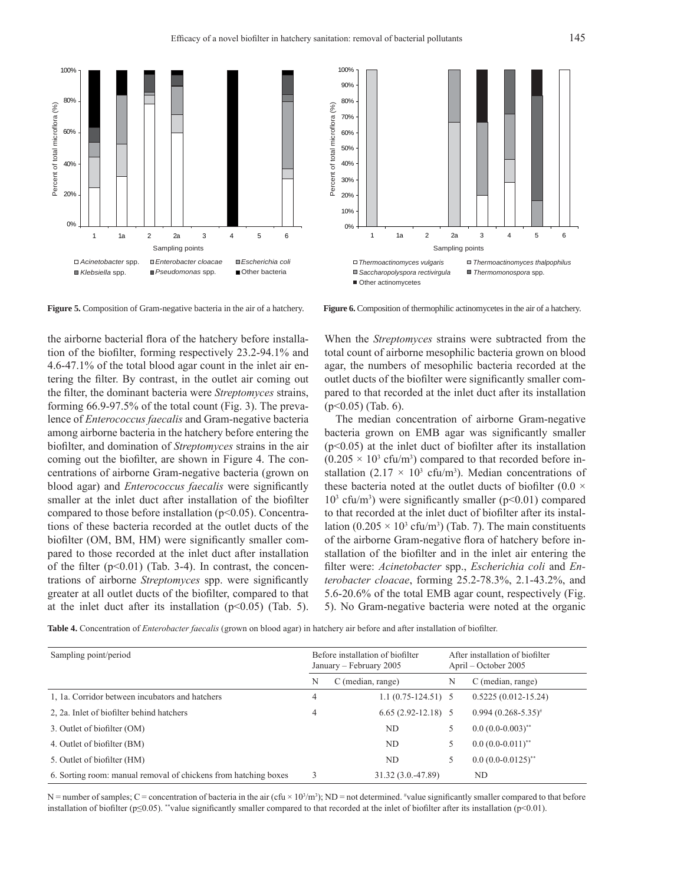Figure 5. Composition of Gram-negative bacteria in the air of a hatchery.

Figure 6. Composition of thermophilic actinomycetes in the air of a hatchery.

the airborne bacterial flora of the hatchery before installation of the biofilter, forming respectively 23.2-94.1% and 4.6-47.1% of the total blood agar count in the inlet air entering the filter. By contrast, in the outlet air coming out the filter, the dominant bacteria were *Streptomyces* strains, forming 66.9-97.5% of the total count (Fig. 3). The prevalence of *Enterococcus faecalis* and Gram-negative bacteria among airborne bacteria in the hatchery before entering the biofilter, and domination of *Streptomyces* strains in the air coming out the biofilter, are shown in Figure 4. The concentrations of airborne Gram-negative bacteria (grown on blood agar) and *Enterococcus faecalis* were significantly smaller at the inlet duct after installation of the biofilter compared to those before installation ($p<0.05$). Concentrations of these bacteria recorded at the outlet ducts of the biofilter (OM, BM, HM) were significantly smaller compared to those recorded at the inlet duct after installation of the filter ($p<0.01$) (Tab. 3-4). In contrast, the concentrations of airborne *Streptomyces* spp. were significantly greater at all outlet ducts of the biofilter, compared to that at the inlet duct after its installation ($p<0.05$) (Tab. 5). When the *Streptomyces* strains were subtracted from the total count of airborne mesophilic bacteria grown on blood agar, the numbers of mesophilic bacteria recorded at the outlet ducts of the biofilter were significantly smaller compared to that recorded at the inlet duct after its installation ($p<0.05$) (Tab. 6).

The median concentration of airborne Gram-negative bacteria grown on EMB agar was significantly smaller ($p<0.05$) at the inlet duct of biofilter after its installation ($0.205 \times 10^3$ cfu/m$^3$) compared to that recorded before installation ($2.17 \times 10^3$ cfu/m$^3$). Median concentrations of these bacteria noted at the outlet ducts of biofilter ($0.0 \times 10^3$ cfu/m$^3$) were significantly smaller ($p<0.01$) compared to that recorded at the inlet duct of biofilter after its installation ($0.205 \times 10^3$ cfu/m$^3$) (Tab. 7). The main constituents of the airborne Gram-negative flora of hatchery before installation of the biofilter and in the inlet air entering the filter were: *Acinetobacter* spp., *Escherichia coli* and *Enterobacter cloacae*, forming 25.2-78.3%, 2.1-43.2%, and 5.6-20.6% of the total EMB agar count, respectively (Fig. 5). No Gram-negative bacteria were noted at the organic

**Table 4.** Concentration of *Enterobacter faecalis* (grown on blood agar) in hatchery air before and after installation of biofilter.

| Sampling point/period | Before installation of biofilter January – February 2005 | | After installation of biofilter April – October 2005 | |
|---|---|---|---|---|
| | N | C (median, range) | N | C (median, range) |
| 1, 1a. Corridor between incubators and hatchers | 4 | 1.1 (0.75-124.51) | 5 | 0.5225 (0.012-15.24) |
| 2, 2a. Inlet of biofilter behind hatchers | 4 | 6.65 (2.92-12.18) | 5 | 0.994 (0.268-5.35)[#] |
| 3. Outlet of biofilter (OM) | | ND | 5 | 0.0 (0.0-0.003)[**] |
| 4. Outlet of biofilter (BM) | | ND | 5 | 0.0 (0.0-0.011)[**] |
| 5. Outlet of biofilter (HM) | | ND | 5 | 0.0 (0.0-0.0125)[**] |
| 6. Sorting room: manual removal of chickens from hatching boxes | 3 | 31.32 (3.0.-47.89) | | ND |

N = number of samples; C = concentration of bacteria in the air (cfu × $10^3$/m$^3$); ND = not determined. [#]value significantly smaller compared to that before installation of biofilter ($p\leq0.05$). [**]value significantly smaller compared to that recorded at the inlet of biofilter after its installation ($p<0.01$).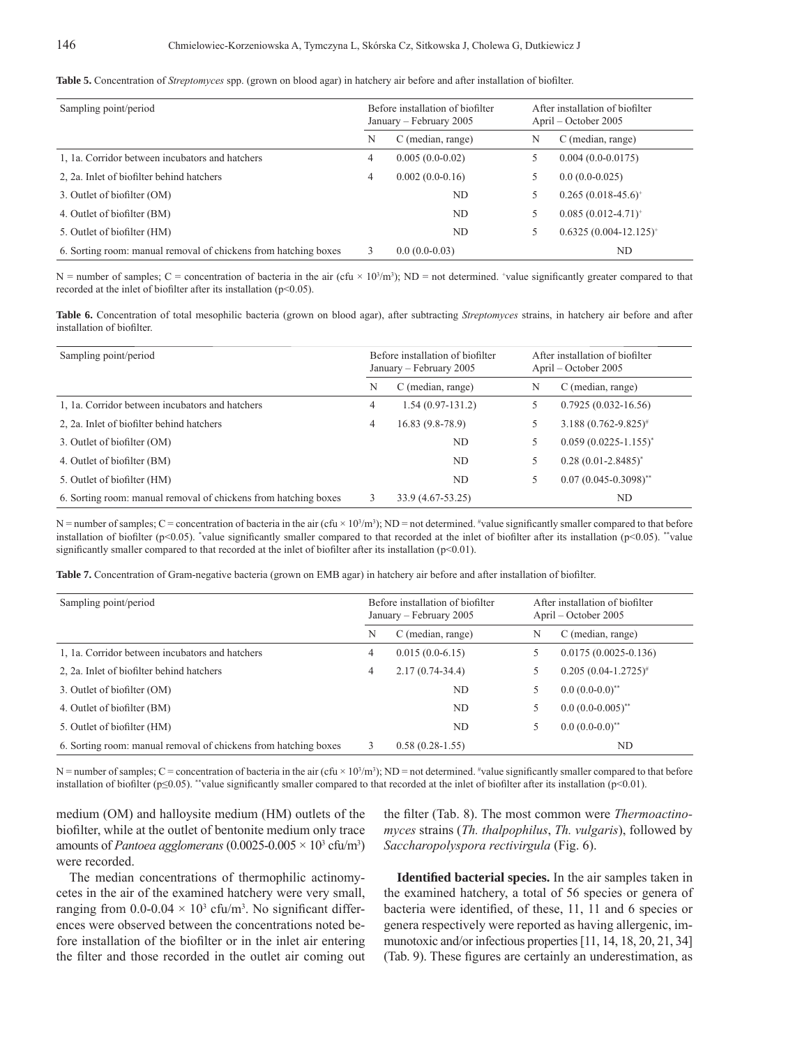**Table 5.** Concentration of *Streptomyces* spp. (grown on blood agar) in hatchery air before and after installation of biofilter.

| Sampling point/period | Before installation of biofilter January – February 2005 | | After installation of biofilter April – October 2005 | |
|---|---|---|---|---|
| | N | C (median, range) | N | C (median, range) |
| 1, 1a. Corridor between incubators and hatchers | 4 | 0.005 (0.0-0.02) | 5 | 0.004 (0.0-0.0175) |
| 2, 2a. Inlet of biofilter behind hatchers | 4 | 0.002 (0.0-0.16) | 5 | 0.0 (0.0-0.025) |
| 3. Outlet of biofilter (OM) | | ND | 5 | 0.265 (0.018-45.6)[+] |
| 4. Outlet of biofilter (BM) | | ND | 5 | 0.085 (0.012-4.71)[+] |
| 5. Outlet of biofilter (HM) | | ND | 5 | 0.6325 (0.004-12.125)[+] |
| 6. Sorting room: manual removal of chickens from hatching boxes | 3 | 0.0 (0.0-0.03) | | ND |

N = number of samples; C = concentration of bacteria in the air (cfu × $10^3$/m$^3$); ND = not determined. [+]value significantly greater compared to that recorded at the inlet of biofilter after its installation ($p<0.05$).

**Table 6.** Concentration of total mesophilic bacteria (grown on blood agar), after subtracting *Streptomyces* strains, in hatchery air before and after installation of biofilter.

| Sampling point/period | Before installation of biofilter January – February 2005 | | After installation of biofilter April – October 2005 | |
|---|---|---|---|---|
| | N | C (median, range) | N | C (median, range) |
| 1, 1a. Corridor between incubators and hatchers | 4 | 1.54 (0.97-131.2) | 5 | 0.7925 (0.032-16.56) |
| 2, 2a. Inlet of biofilter behind hatchers | 4 | 16.83 (9.8-78.9) | 5 | 3.188 (0.762-9.825)[#] |
| 3. Outlet of biofilter (OM) | | ND | 5 | 0.059 (0.0225-1.155)[*] |
| 4. Outlet of biofilter (BM) | | ND | 5 | 0.28 (0.01-2.8485)[*] |
| 5. Outlet of biofilter (HM) | | ND | 5 | 0.07 (0.045-0.3098)[**] |
| 6. Sorting room: manual removal of chickens from hatching boxes | 3 | 33.9 (4.67-53.25) | | ND |

N = number of samples; C = concentration of bacteria in the air (cfu × $10^3$/m$^3$); ND = not determined. [#]value significantly smaller compared to that before installation of biofilter ($p<0.05$). [*]value significantly smaller compared to that recorded at the inlet of biofilter after its installation ($p<0.05$). [**]value significantly smaller compared to that recorded at the inlet of biofilter after its installation ($p<0.01$).

**Table 7.** Concentration of Gram-negative bacteria (grown on EMB agar) in hatchery air before and after installation of biofilter.

| Sampling point/period | Before installation of biofilter January – February 2005 | | After installation of biofilter April – October 2005 | |
|---|---|---|---|---|
| | N | C (median, range) | N | C (median, range) |
| 1, 1a. Corridor between incubators and hatchers | 4 | 0.015 (0.0-6.15) | 5 | 0.0175 (0.0025-0.136) |
| 2, 2a. Inlet of biofilter behind hatchers | 4 | 2.17 (0.74-34.4) | 5 | 0.205 (0.04-1.2725)[#] |
| 3. Outlet of biofilter (OM) | | ND | 5 | 0.0 (0.0-0.0)[**] |
| 4. Outlet of biofilter (BM) | | ND | 5 | 0.0 (0.0-0.005)[**] |
| 5. Outlet of biofilter (HM) | | ND | 5 | 0.0 (0.0-0.0)[**] |
| 6. Sorting room: manual removal of chickens from hatching boxes | 3 | 0.58 (0.28-1.55) | | ND |

N = number of samples; C = concentration of bacteria in the air (cfu × $10^3$/m$^3$); ND = not determined. [#]value significantly smaller compared to that before installation of biofilter ($p\leq0.05$). [**]value significantly smaller compared to that recorded at the inlet of biofilter after its installation ($p<0.01$).

medium (OM) and halloysite medium (HM) outlets of the biofilter, while at the outlet of bentonite medium only trace amounts of *Pantoea agglomerans* (0.0025-0.005 × $10^3$ cfu/m$^3$) were recorded.

The median concentrations of thermophilic actinomycetes in the air of the examined hatchery were very small, ranging from 0.0-0.04 × $10^3$ cfu/m$^3$. No significant differences were observed between the concentrations noted before installation of the biofilter or in the inlet air entering the filter and those recorded in the outlet air coming out the filter (Tab. 8). The most common were *Thermoactinomyces* strains (*Th. thalpophilus*, *Th. vulgaris*), followed by *Saccharopolyspora rectivirgula* (Fig. 6).

**Identified bacterial species.** In the air samples taken in the examined hatchery, a total of 56 species or genera of bacteria were identified, of these, 11, 11 and 6 species or genera respectively were reported as having allergenic, immunotoxic and/or infectious properties [11, 14, 18, 20, 21, 34] (Tab. 9). These figures are certainly an underestimation, as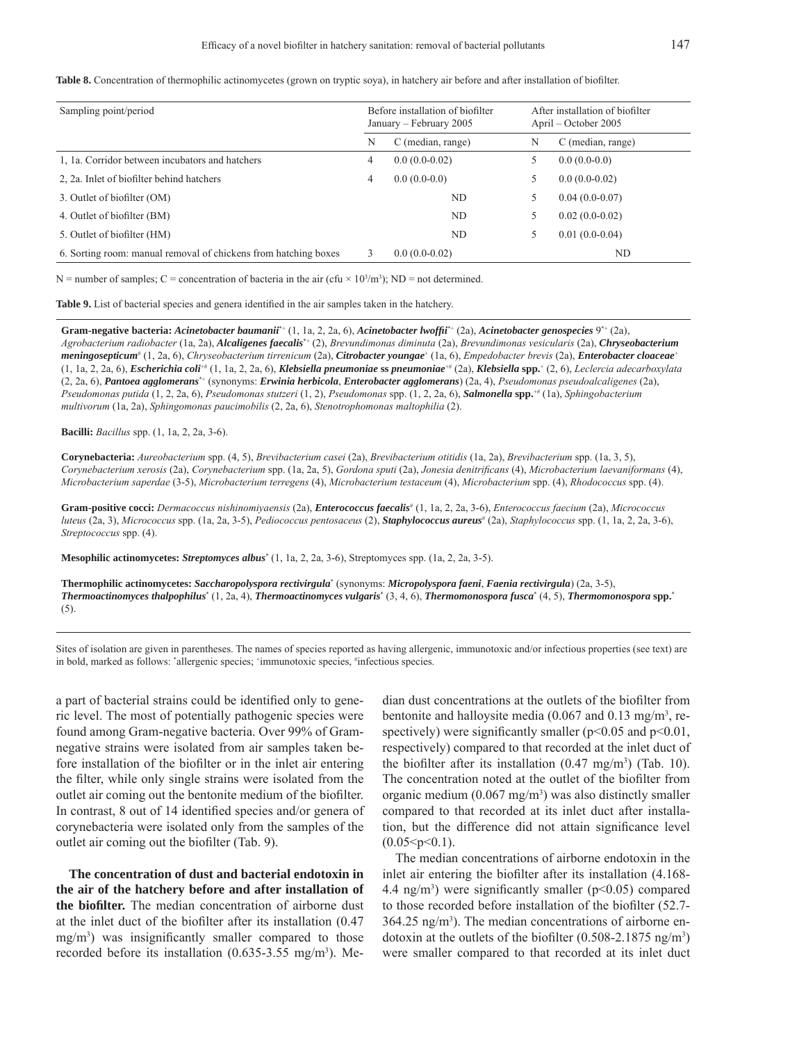**Table 8.** Concentration of thermophilic actinomycetes (grown on tryptic soya), in hatchery air before and after installation of biofilter.

| Sampling point/period | Before installation of biofilter January – February 2005 | | After installation of biofilter April – October 2005 | |
|---|---|---|---|---|
| | N | C (median, range) | N | C (median, range) |
| 1, 1a. Corridor between incubators and hatchers | 4 | 0.0 (0.0-0.02) | 5 | 0.0 (0.0-0.0) |
| 2, 2a. Inlet of biofilter behind hatchers | 4 | 0.0 (0.0-0.0) | 5 | 0.0 (0.0-0.02) |
| 3. Outlet of biofilter (OM) | | ND | 5 | 0.04 (0.0-0.07) |
| 4. Outlet of biofilter (BM) | | ND | 5 | 0.02 (0.0-0.02) |
| 5. Outlet of biofilter (HM) | | ND | 5 | 0.01 (0.0-0.04) |
| 6. Sorting room: manual removal of chickens from hatching boxes | 3 | 0.0 (0.0-0.02) | | ND |

N = number of samples; C = concentration of bacteria in the air (cfu × $10^3$/m$^3$); ND = not determined.

**Table 9.** List of bacterial species and genera identified in the air samples taken in the hatchery.

**Gram-negative bacteria:** ***Acinetobacter baumanii***[*+] (1, 1a, 2, 2a, 6), ***Acinetobacter lwoffii***[*+] (2a), ***Acinetobacter genospecies*** 9[*+] (2a), *Agrobacterium radiobacter* (1a, 2a), ***Alcaligenes faecalis***[*+] (2), *Brevundimonas diminuta* (2a), *Brevundimonas vesicularis* (2a), ***Chryseobacterium meningosepticum***[#] (1, 2a, 6), *Chryseobacterium tirrenicum* (2a), ***Citrobacter youngae***[+] (1a, 6), *Empedobacter brevis* (2a), ***Enterobacter cloaceae***[+] (1, 1a, 2, 2a, 6), ***Escherichia coli***[+#] (1, 1a, 2, 2a, 6), ***Klebsiella pneumoniae* ss *pneumoniae***[+#] (2a), ***Klebsiella* spp.**[+] (2, 6), *Leclercia adecarboxylata* (2, 2a, 6), ***Pantoea agglomerans***[*+] (synonyms: ***Erwinia herbicola***, ***Enterobacter agglomerans***) (2a, 4), *Pseudomonas pseudoalcaligenes* (2a), *Pseudomonas putida* (1, 2, 2a, 6), *Pseudomonas stutzeri* (1, 2), *Pseudomonas* spp. (1, 2, 2a, 6), ***Salmonella* spp.**[+#] (1a), *Sphingobacterium multivorum* (1a, 2a), *Sphingomonas paucimobilis* (2, 2a, 6), *Stenotrophomonas maltophilia* (2).

**Bacilli:** *Bacillus* spp. (1, 1a, 2, 2a, 3-6).

**Corynebacteria:** *Aureobacterium* spp. (4, 5), *Brevibacterium casei* (2a), *Brevibacterium otitidis* (1a, 2a), *Brevibacterium* spp. (1a, 3, 5), *Corynebacterium xerosis* (2a), *Corynebacterium* spp. (1a, 2a, 5), *Gordona sputi* (2a), *Jonesia denitrificans* (4), *Microbacterium laevaniformans* (4), *Microbacterium saperdae* (3-5), *Microbacterium terregens* (4), *Microbacterium testaceum* (4), *Microbacterium* spp. (4), *Rhodococcus* spp. (4).

**Gram-positive cocci:** *Dermacoccus nishinomiyaensis* (2a), ***Enterococcus faecalis***[#] (1, 1a, 2, 2a, 3-6), *Enterococcus faecium* (2a), *Micrococcus luteus* (2a, 3), *Micrococcus* spp. (1a, 2a, 3-5), *Pediococcus pentosaceus* (2), ***Staphylococcus aureus***[#] (2a), *Staphylococcus* spp. (1, 1a, 2, 2a, 3-6), *Streptococcus* spp. (4).

**Mesophilic actinomycetes:** ***Streptomyces albus***[*] (1, 1a, 2, 2a, 3-6), Streptomyces spp. (1a, 2, 2a, 3-5).

**Thermophilic actinomycetes:** ***Saccharopolyspora rectivirgula***[*] (synonyms: ***Micropolyspora faeni***, ***Faenia rectivirgula***) (2a, 3-5), ***Thermoactinomyces thalpophilus***[*] (1, 2a, 4), ***Thermoactinomyces vulgaris***[*] (3, 4, 6), ***Thermomonospora fusca***[*] (4, 5), ***Thermomonospora* spp.**[*] (5).

Sites of isolation are given in parentheses. The names of species reported as having allergenic, immunotoxic and/or infectious properties (see text) are in bold, marked as follows: [*]allergenic species; [+]immunotoxic species, [#]infectious species.

a part of bacterial strains could be identified only to generic level. The most of potentially pathogenic species were found among Gram-negative bacteria. Over 99% of Gram-negative strains were isolated from air samples taken before installation of the biofilter or in the inlet air entering the filter, while only single strains were isolated from the outlet air coming out the bentonite medium of the biofilter. In contrast, 8 out of 14 identified species and/or genera of corynebacteria were isolated only from the samples of the outlet air coming out the biofilter (Tab. 9).

**The concentration of dust and bacterial endotoxin in the air of the hatchery before and after installation of the biofilter.** The median concentration of airborne dust at the inlet duct of the biofilter after its installation (0.47 mg/m$^3$) was insignificantly smaller compared to those recorded before its installation (0.635-3.55 mg/m$^3$). Median dust concentrations at the outlets of the biofilter from bentonite and halloysite media (0.067 and 0.13 mg/m$^3$, respectively) were significantly smaller ($p<0.05$ and $p<0.01$, respectively) compared to that recorded at the inlet duct of the biofilter after its installation (0.47 mg/m$^3$) (Tab. 10). The concentration noted at the outlet of the biofilter from organic medium (0.067 mg/m$^3$) was also distinctly smaller compared to that recorded at its inlet duct after installation, but the difference did not attain significance level ($0.05<p<0.1$).

The median concentrations of airborne endotoxin in the inlet air entering the biofilter after its installation (4.168-4.4 ng/m$^3$) were significantly smaller ($p<0.05$) compared to those recorded before installation of the biofilter (52.7-364.25 ng/m$^3$). The median concentrations of airborne endotoxin at the outlets of the biofilter (0.508-2.1875 ng/m$^3$) were smaller compared to that recorded at its inlet duct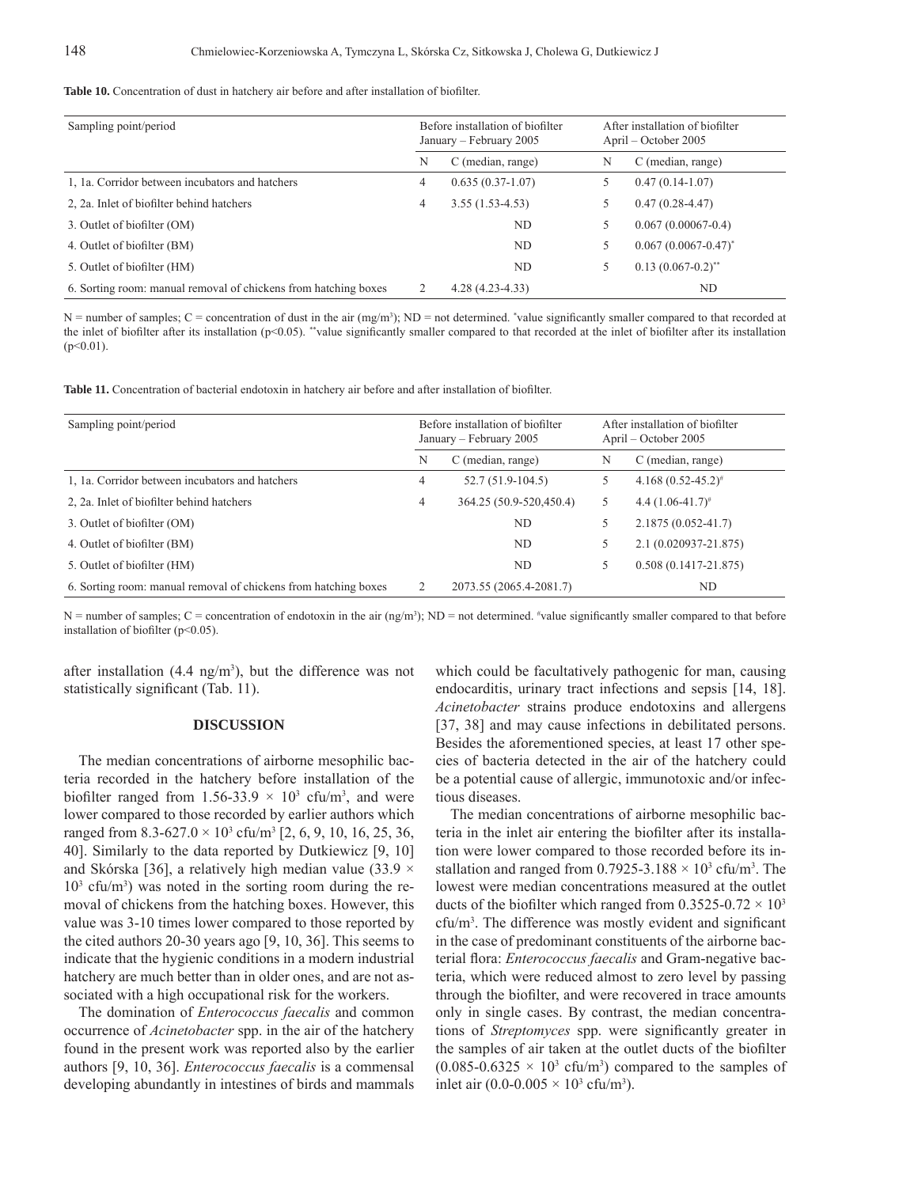**Table 10.** Concentration of dust in hatchery air before and after installation of biofilter.

| Sampling point/period | Before installation of biofilter January – February 2005 | | After installation of biofilter April – October 2005 | |
|---|---|---|---|---|
| | N | C (median, range) | N | C (median, range) |
| 1, 1a. Corridor between incubators and hatchers | 4 | 0.635 (0.37-1.07) | 5 | 0.47 (0.14-1.07) |
| 2, 2a. Inlet of biofilter behind hatchers | 4 | 3.55 (1.53-4.53) | 5 | 0.47 (0.28-4.47) |
| 3. Outlet of biofilter (OM) | | ND | 5 | 0.067 (0.00067-0.4) |
| 4. Outlet of biofilter (BM) | | ND | 5 | 0.067 (0.0067-0.47)* |
| 5. Outlet of biofilter (HM) | | ND | 5 | 0.13 (0.067-0.2)** |
| 6. Sorting room: manual removal of chickens from hatching boxes | 2 | 4.28 (4.23-4.33) | | ND |

N = number of samples; C = concentration of dust in the air (mg/m$^3$); ND = not determined. *value significantly smaller compared to that recorded at the inlet of biofilter after its installation ($p<0.05$). **value significantly smaller compared to that recorded at the inlet of biofilter after its installation ($p<0.01$).

**Table 11.** Concentration of bacterial endotoxin in hatchery air before and after installation of biofilter.

| Sampling point/period | Before installation of biofilter January – February 2005 | | After installation of biofilter April – October 2005 | |
|---|---|---|---|---|
| | N | C (median, range) | N | C (median, range) |
| 1, 1a. Corridor between incubators and hatchers | 4 | 52.7 (51.9-104.5) | 5 | 4.168 (0.52-45.2)# |
| 2, 2a. Inlet of biofilter behind hatchers | 4 | 364.25 (50.9-520,450.4) | 5 | 4.4 (1.06-41.7)# |
| 3. Outlet of biofilter (OM) | | ND | 5 | 2.1875 (0.052-41.7) |
| 4. Outlet of biofilter (BM) | | ND | 5 | 2.1 (0.020937-21.875) |
| 5. Outlet of biofilter (HM) | | ND | 5 | 0.508 (0.1417-21.875) |
| 6. Sorting room: manual removal of chickens from hatching boxes | 2 | 2073.55 (2065.4-2081.7) | | ND |

N = number of samples; C = concentration of endotoxin in the air (ng/m$^3$); ND = not determined. #value significantly smaller compared to that before installation of biofilter ($p<0.05$).

after installation (4.4 ng/m$^3$), but the difference was not statistically significant (Tab. 11).

## DISCUSSION

The median concentrations of airborne mesophilic bacteria recorded in the hatchery before installation of the biofilter ranged from 1.56-33.9 × 10$^3$ cfu/m$^3$, and were lower compared to those recorded by earlier authors which ranged from 8.3-627.0 × 10$^3$ cfu/m$^3$ [2, 6, 9, 10, 16, 25, 36, 40]. Similarly to the data reported by Dutkiewicz [9, 10] and Skórska [36], a relatively high median value (33.9 × 10$^3$ cfu/m$^3$) was noted in the sorting room during the removal of chickens from the hatching boxes. However, this value was 3-10 times lower compared to those reported by the cited authors 20-30 years ago [9, 10, 36]. This seems to indicate that the hygienic conditions in a modern industrial hatchery are much better than in older ones, and are not associated with a high occupational risk for the workers.

The domination of *Enterococcus faecalis* and common occurrence of *Acinetobacter* spp. in the air of the hatchery found in the present work was reported also by the earlier authors [9, 10, 36]. *Enterococcus faecalis* is a commensal developing abundantly in intestines of birds and mammals which could be facultatively pathogenic for man, causing endocarditis, urinary tract infections and sepsis [14, 18]. *Acinetobacter* strains produce endotoxins and allergens [37, 38] and may cause infections in debilitated persons. Besides the aforementioned species, at least 17 other species of bacteria detected in the air of the hatchery could be a potential cause of allergic, immunotoxic and/or infectious diseases.

The median concentrations of airborne mesophilic bacteria in the inlet air entering the biofilter after its installation were lower compared to those recorded before its installation and ranged from 0.7925-3.188 × 10$^3$ cfu/m$^3$. The lowest were median concentrations measured at the outlet ducts of the biofilter which ranged from 0.3525-0.72 × 10$^3$ cfu/m$^3$. The difference was mostly evident and significant in the case of predominant constituents of the airborne bacterial flora: *Enterococcus faecalis* and Gram-negative bacteria, which were reduced almost to zero level by passing through the biofilter, and were recovered in trace amounts only in single cases. By contrast, the median concentrations of *Streptomyces* spp. were significantly greater in the samples of air taken at the outlet ducts of the biofilter (0.085-0.6325 × 10$^3$ cfu/m$^3$) compared to the samples of inlet air (0.0-0.005 × 10$^3$ cfu/m$^3$).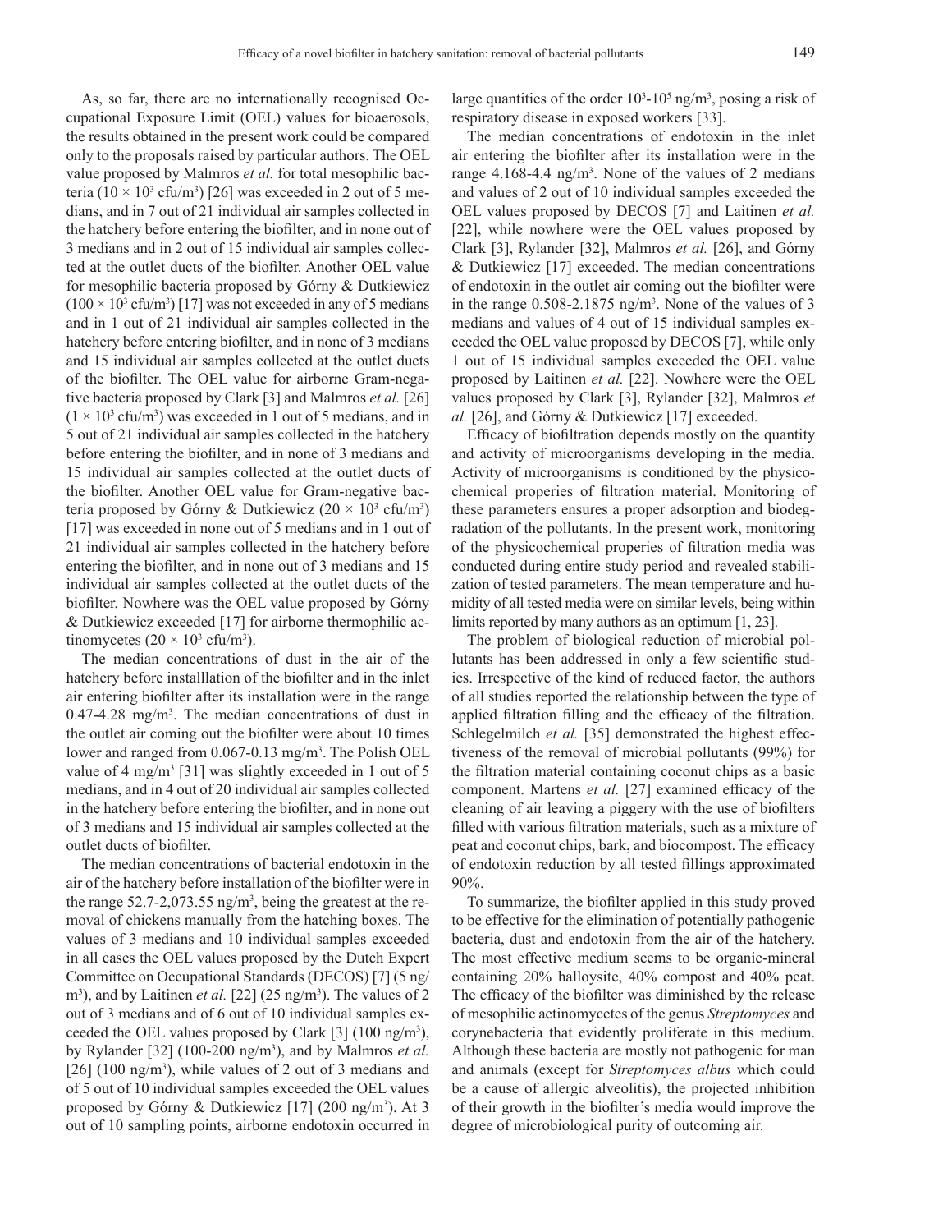As, so far, there are no internationally recognised Occupational Exposure Limit (OEL) values for bioaerosols, the results obtained in the present work could be compared only to the proposals raised by particular authors. The OEL value proposed by Malmros *et al.* for total mesophilic bacteria ($10 \times 10^3$ cfu/m$^3$) [26] was exceeded in 2 out of 5 medians, and in 7 out of 21 individual air samples collected in the hatchery before entering the biofilter, and in none out of 3 medians and in 2 out of 15 individual air samples collected at the outlet ducts of the biofilter. Another OEL value for mesophilic bacteria proposed by Górny & Dutkiewicz ($100 \times 10^3$ cfu/m$^3$) [17] was not exceeded in any of 5 medians and in 1 out of 21 individual air samples collected in the hatchery before entering biofilter, and in none of 3 medians and 15 individual air samples collected at the outlet ducts of the biofilter. The OEL value for airborne Gram-negative bacteria proposed by Clark [3] and Malmros *et al.* [26] ($1 \times 10^3$ cfu/m$^3$) was exceeded in 1 out of 5 medians, and in 5 out of 21 individual air samples collected in the hatchery before entering the biofilter, and in none of 3 medians and 15 individual air samples collected at the outlet ducts of the biofilter. Another OEL value for Gram-negative bacteria proposed by Górny & Dutkiewicz ($20 \times 10^3$ cfu/m$^3$) [17] was exceeded in none out of 5 medians and in 1 out of 21 individual air samples collected in the hatchery before entering the biofilter, and in none out of 3 medians and 15 individual air samples collected at the outlet ducts of the biofilter. Nowhere was the OEL value proposed by Górny & Dutkiewicz exceeded [17] for airborne thermophilic actinomycetes ($20 \times 10^3$ cfu/m$^3$).

The median concentrations of dust in the air of the hatchery before installlation of the biofilter and in the inlet air entering biofilter after its installation were in the range 0.47-4.28 mg/m$^3$. The median concentrations of dust in the outlet air coming out the biofilter were about 10 times lower and ranged from 0.067-0.13 mg/m$^3$. The Polish OEL value of 4 mg/m$^3$ [31] was slightly exceeded in 1 out of 5 medians, and in 4 out of 20 individual air samples collected in the hatchery before entering the biofilter, and in none out of 3 medians and 15 individual air samples collected at the outlet ducts of biofilter.

The median concentrations of bacterial endotoxin in the air of the hatchery before installation of the biofilter were in the range 52.7-2,073.55 ng/m$^3$, being the greatest at the removal of chickens manually from the hatching boxes. The values of 3 medians and 10 individual samples exceeded in all cases the OEL values proposed by the Dutch Expert Committee on Occupational Standards (DECOS) [7] (5 ng/m$^3$), and by Laitinen *et al.* [22] (25 ng/m$^3$). The values of 2 out of 3 medians and of 6 out of 10 individual samples exceeded the OEL values proposed by Clark [3] (100 ng/m$^3$), by Rylander [32] (100-200 ng/m$^3$), and by Malmros *et al.* [26] (100 ng/m$^3$), while values of 2 out of 3 medians and of 5 out of 10 individual samples exceeded the OEL values proposed by Górny & Dutkiewicz [17] (200 ng/m$^3$). At 3 out of 10 sampling points, airborne endotoxin occurred in large quantities of the order $10^3$-$10^5$ ng/m$^3$, posing a risk of respiratory disease in exposed workers [33].

The median concentrations of endotoxin in the inlet air entering the biofilter after its installation were in the range 4.168-4.4 ng/m$^3$. None of the values of 2 medians and values of 2 out of 10 individual samples exceeded the OEL values proposed by DECOS [7] and Laitinen *et al.* [22], while nowhere were the OEL values proposed by Clark [3], Rylander [32], Malmros *et al.* [26], and Górny & Dutkiewicz [17] exceeded. The median concentrations of endotoxin in the outlet air coming out the biofilter were in the range 0.508-2.1875 ng/m$^3$. None of the values of 3 medians and values of 4 out of 15 individual samples exceeded the OEL value proposed by DECOS [7], while only 1 out of 15 individual samples exceeded the OEL value proposed by Laitinen *et al.* [22]. Nowhere were the OEL values proposed by Clark [3], Rylander [32], Malmros *et al.* [26], and Górny & Dutkiewicz [17] exceeded.

Efficacy of biofiltration depends mostly on the quantity and activity of microorganisms developing in the media. Activity of microorganisms is conditioned by the physicochemical properies of filtration material. Monitoring of these parameters ensures a proper adsorption and biodegradation of the pollutants. In the present work, monitoring of the physicochemical properies of filtration media was conducted during entire study period and revealed stabilization of tested parameters. The mean temperature and humidity of all tested media were on similar levels, being within limits reported by many authors as an optimum [1, 23].

The problem of biological reduction of microbial pollutants has been addressed in only a few scientific studies. Irrespective of the kind of reduced factor, the authors of all studies reported the relationship between the type of applied filtration filling and the efficacy of the filtration. Schlegelmilch *et al.* [35] demonstrated the highest effectiveness of the removal of microbial pollutants (99%) for the filtration material containing coconut chips as a basic component. Martens *et al.* [27] examined efficacy of the cleaning of air leaving a piggery with the use of biofilters filled with various filtration materials, such as a mixture of peat and coconut chips, bark, and biocompost. The efficacy of endotoxin reduction by all tested fillings approximated 90%.

To summarize, the biofilter applied in this study proved to be effective for the elimination of potentially pathogenic bacteria, dust and endotoxin from the air of the hatchery. The most effective medium seems to be organic-mineral containing 20% halloysite, 40% compost and 40% peat. The efficacy of the biofilter was diminished by the release of mesophilic actinomycetes of the genus *Streptomyces* and corynebacteria that evidently proliferate in this medium. Although these bacteria are mostly not pathogenic for man and animals (except for *Streptomyces albus* which could be a cause of allergic alveolitis), the projected inhibition of their growth in the biofilter's media would improve the degree of microbiological purity of outcoming air.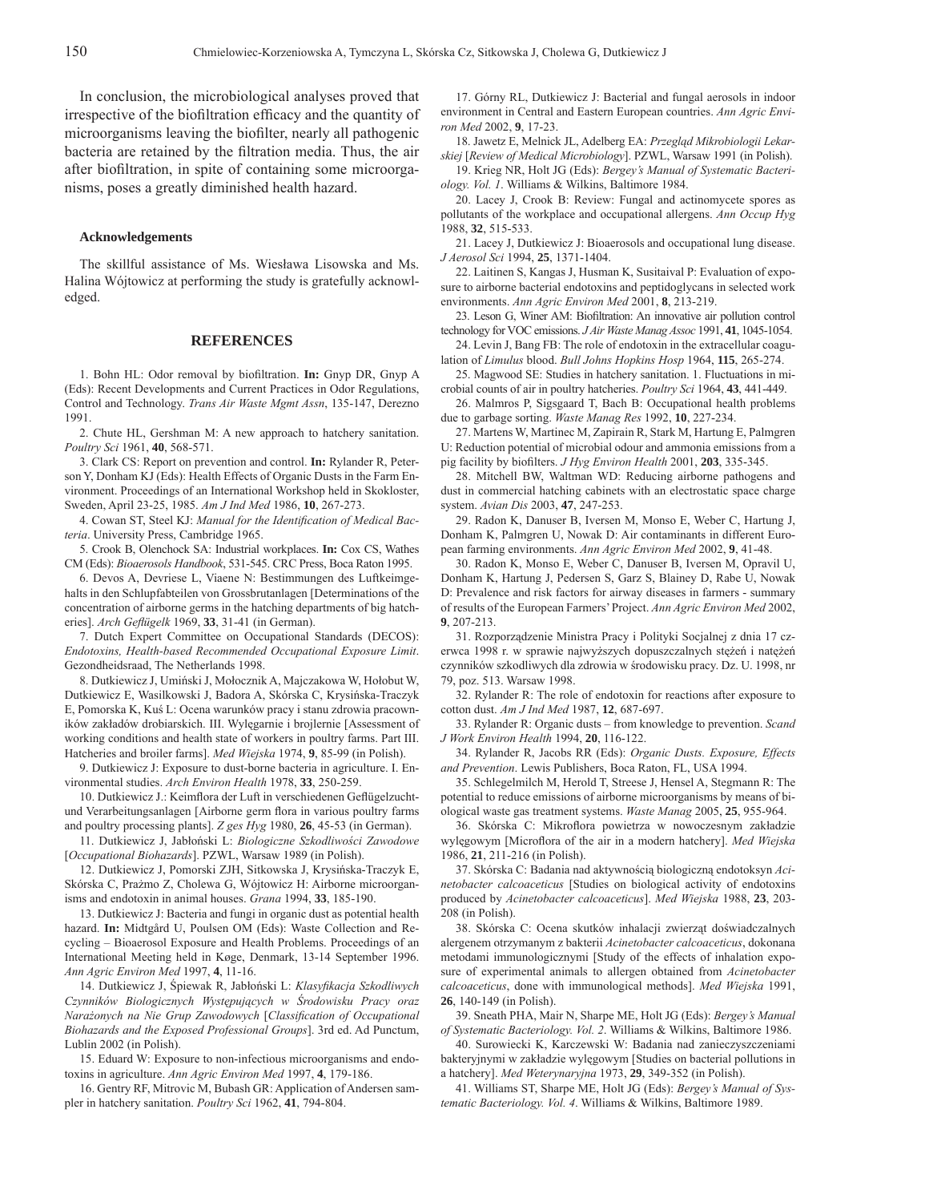In conclusion, the microbiological analyses proved that irrespective of the biofiltration efficacy and the quantity of microorganisms leaving the biofilter, nearly all pathogenic bacteria are retained by the filtration media. Thus, the air after biofiltration, in spite of containing some microorganisms, poses a greatly diminished health hazard.

### Acknowledgements

The skillful assistance of Ms. Wiesława Lisowska and Ms. Halina Wójtowicz at performing the study is gratefully acknowledged.

## REFERENCES

1. Bohn HL: Odor removal by biofiltration. **In:** Gnyp DR, Gnyp A (Eds): Recent Developments and Current Practices in Odor Regulations, Control and Technology. *Trans Air Waste Mgmt Assn*, 135-147, Derezno 1991.

2. Chute HL, Gershman M: A new approach to hatchery sanitation. *Poultry Sci* 1961, **40**, 568-571.

3. Clark CS: Report on prevention and control. **In:** Rylander R, Peterson Y, Donham KJ (Eds): Health Effects of Organic Dusts in the Farm Environment. Proceedings of an International Workshop held in Skokloster, Sweden, April 23-25, 1985. *Am J Ind Med* 1986, **10**, 267-273.

4. Cowan ST, Steel KJ: *Manual for the Identification of Medical Bacteria*. University Press, Cambridge 1965.

5. Crook B, Olenchock SA: Industrial workplaces. **In:** Cox CS, Wathes CM (Eds): *Bioaerosols Handbook*, 531-545. CRC Press, Boca Raton 1995.

6. Devos A, Devriese L, Viaene N: Bestimmungen des Luftkeimgehalts in den Schlupfabteilen von Grossbrutanlagen [Determinations of the concentration of airborne germs in the hatching departments of big hatcheries]. *Arch Geflügelk* 1969, **33**, 31-41 (in German).

7. Dutch Expert Committee on Occupational Standards (DECOS): *Endotoxins, Health-based Recommended Occupational Exposure Limit*. Gezondheidsraad, The Netherlands 1998.

8. Dutkiewicz J, Umiński J, Mołocznik A, Majczakowa W, Hołobut W, Dutkiewicz E, Wasilkowski J, Badora A, Skórska C, Krysińska-Traczyk E, Pomorska K, Kuś L: Ocena warunków pracy i stanu zdrowia pracowników zakładów drobiarskich. III. Wylęgarnie i brojlernie [Assessment of working conditions and health state of workers in poultry farms. Part III. Hatcheries and broiler farms]. *Med Wiejska* 1974, **9**, 85-99 (in Polish).

9. Dutkiewicz J: Exposure to dust-borne bacteria in agriculture. I. Environmental studies. *Arch Environ Health* 1978, **33**, 250-259.

10. Dutkiewicz J.: Keimflora der Luft in verschiedenen Geflügelzucht- und Verarbeitungsanlagen [Airborne germ flora in various poultry farms and poultry processing plants]. *Z ges Hyg* 1980, **26**, 45-53 (in German).

11. Dutkiewicz J, Jabłoński L: *Biologiczne Szkodliwości Zawodowe* [*Occupational Biohazards*]. PZWL, Warsaw 1989 (in Polish).

12. Dutkiewicz J, Pomorski ZJH, Sitkowska J, Krysińska-Traczyk E, Skórska C, Prażmo Z, Cholewa G, Wójtowicz H: Airborne microorganisms and endotoxin in animal houses. *Grana* 1994, **33**, 185-190.

13. Dutkiewicz J: Bacteria and fungi in organic dust as potential health hazard. **In:** Midtgård U, Poulsen OM (Eds): Waste Collection and Recycling – Bioaerosol Exposure and Health Problems. Proceedings of an International Meeting held in Køge, Denmark, 13-14 September 1996. *Ann Agric Environ Med* 1997, **4**, 11-16.

14. Dutkiewicz J, Śpiewak R, Jabłoński L: *Klasyfikacja Szkodliwych Czynników Biologicznych Występujących w Środowisku Pracy oraz Narażonych na Nie Grup Zawodowych* [*Classification of Occupational Biohazards and the Exposed Professional Groups*]. 3rd ed. Ad Punctum, Lublin 2002 (in Polish).

15. Eduard W: Exposure to non-infectious microorganisms and endotoxins in agriculture. *Ann Agric Environ Med* 1997, **4**, 179-186.

16. Gentry RF, Mitrovic M, Bubash GR: Application of Andersen sampler in hatchery sanitation. *Poultry Sci* 1962, **41**, 794-804.

17. Górny RL, Dutkiewicz J: Bacterial and fungal aerosols in indoor environment in Central and Eastern European countries. *Ann Agric Environ Med* 2002, **9**, 17-23.

18. Jawetz E, Melnick JL, Adelberg EA: *Przegląd Mikrobiologii Lekarskiej* [*Review of Medical Microbiology*]. PZWL, Warsaw 1991 (in Polish).

19. Krieg NR, Holt JG (Eds): *Bergey's Manual of Systematic Bacteriology. Vol. 1*. Williams & Wilkins, Baltimore 1984.

20. Lacey J, Crook B: Review: Fungal and actinomycete spores as pollutants of the workplace and occupational allergens. *Ann Occup Hyg* 1988, **32**, 515-533.

21. Lacey J, Dutkiewicz J: Bioaerosols and occupational lung disease. *J Aerosol Sci* 1994, **25**, 1371-1404.

22. Laitinen S, Kangas J, Husman K, Susitaival P: Evaluation of exposure to airborne bacterial endotoxins and peptidoglycans in selected work environments. *Ann Agric Environ Med* 2001, **8**, 213-219.

23. Leson G, Winer AM: Biofiltration: An innovative air pollution control technology for VOC emissions. *J Air Waste Manag Assoc* 1991, **41**, 1045-1054.

24. Levin J, Bang FB: The role of endotoxin in the extracellular coagulation of *Limulus* blood. *Bull Johns Hopkins Hosp* 1964, **115**, 265-274.

25. Magwood SE: Studies in hatchery sanitation. 1. Fluctuations in microbial counts of air in poultry hatcheries. *Poultry Sci* 1964, **43**, 441-449.

26. Malmros P, Sigsgaard T, Bach B: Occupational health problems due to garbage sorting. *Waste Manag Res* 1992, **10**, 227-234.

27. Martens W, Martinec M, Zapirain R, Stark M, Hartung E, Palmgren U: Reduction potential of microbial odour and ammonia emissions from a pig facility by biofilters. *J Hyg Environ Health* 2001, **203**, 335-345.

28. Mitchell BW, Waltman WD: Reducing airborne pathogens and dust in commercial hatching cabinets with an electrostatic space charge system. *Avian Dis* 2003, **47**, 247-253.

29. Radon K, Danuser B, Iversen M, Monso E, Weber C, Hartung J, Donham K, Palmgren U, Nowak D: Air contaminants in different European farming environments. *Ann Agric Environ Med* 2002, **9**, 41-48.

30. Radon K, Monso E, Weber C, Danuser B, Iversen M, Opravil U, Donham K, Hartung J, Pedersen S, Garz S, Blainey D, Rabe U, Nowak D: Prevalence and risk factors for airway diseases in farmers - summary of results of the European Farmers' Project. *Ann Agric Environ Med* 2002, **9**, 207-213.

31. Rozporządzenie Ministra Pracy i Polityki Socjalnej z dnia 17 czerwca 1998 r. w sprawie najwyższych dopuszczalnych stężeń i natężeń czynników szkodliwych dla zdrowia w środowisku pracy. Dz. U. 1998, nr 79, poz. 513. Warsaw 1998.

32. Rylander R: The role of endotoxin for reactions after exposure to cotton dust. *Am J Ind Med* 1987, **12**, 687-697.

33. Rylander R: Organic dusts – from knowledge to prevention. *Scand J Work Environ Health* 1994, **20**, 116-122.

34. Rylander R, Jacobs RR (Eds): *Organic Dusts. Exposure, Effects and Prevention*. Lewis Publishers, Boca Raton, FL, USA 1994.

35. Schlegelmilch M, Herold T, Streese J, Hensel A, Stegmann R: The potential to reduce emissions of airborne microorganisms by means of biological waste gas treatment systems. *Waste Manag* 2005, **25**, 955-964.

36. Skórska C: Mikroflora powietrza w nowoczesnym zakładzie wylęgowym [Microflora of the air in a modern hatchery]. *Med Wiejska* 1986, **21**, 211-216 (in Polish).

37. Skórska C: Badania nad aktywnością biologiczną endotoksyn *Acinetobacter calcoaceticus* [Studies on biological activity of endotoxins produced by *Acinetobacter calcoaceticus*]. *Med Wiejska* 1988, **23**, 203-208 (in Polish).

38. Skórska C: Ocena skutków inhalacji zwierząt doświadczalnych alergenem otrzymanym z bakterii *Acinetobacter calcoaceticus*, dokonana metodami immunologicznymi [Study of the effects of inhalation exposure of experimental animals to allergen obtained from *Acinetobacter calcoaceticus*, done with immunological methods]. *Med Wiejska* 1991, **26**, 140-149 (in Polish).

39. Sneath PHA, Mair N, Sharpe ME, Holt JG (Eds): *Bergey's Manual of Systematic Bacteriology. Vol. 2*. Williams & Wilkins, Baltimore 1986.

40. Surowiecki K, Karczewski W: Badania nad zanieczyszczeniami bakteryjnymi w zakładzie wylęgowym [Studies on bacterial pollutions in a hatchery]. *Med Weterynaryjna* 1973, **29**, 349-352 (in Polish).

41. Williams ST, Sharpe ME, Holt JG (Eds): *Bergey's Manual of Systematic Bacteriology. Vol. 4*. Williams & Wilkins, Baltimore 1989.